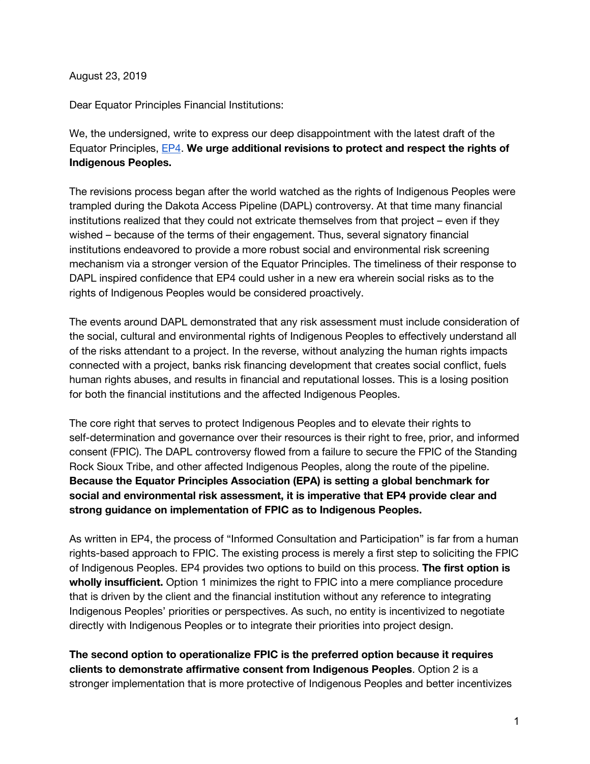August 23, 2019

Dear Equator Principles Financial Institutions:

We, the undersigned, write to express our deep disappointment with the latest draft of the Equator Principles, EP4. **We urge additional revisions to protect and respect the rights of Indigenous Peoples.**

The revisions process began after the world watched as the rights of Indigenous Peoples were trampled during the Dakota Access Pipeline (DAPL) controversy. At that time many financial institutions realized that they could not extricate themselves from that project – even if they wished – because of the terms of their engagement. Thus, several signatory financial institutions endeavored to provide a more robust social and environmental risk screening mechanism via a stronger version of the Equator Principles. The timeliness of their response to DAPL inspired confidence that EP4 could usher in a new era wherein social risks as to the rights of Indigenous Peoples would be considered proactively.

The events around DAPL demonstrated that any risk assessment must include consideration of the social, cultural and environmental rights of Indigenous Peoples to effectively understand all of the risks attendant to a project. In the reverse, without analyzing the human rights impacts connected with a project, banks risk financing development that creates social conflict, fuels human rights abuses, and results in financial and reputational losses. This is a losing position for both the financial institutions and the affected Indigenous Peoples.

The core right that serves to protect Indigenous Peoples and to elevate their rights to self-determination and governance over their resources is their right to free, prior, and informed consent (FPIC). The DAPL controversy flowed from a failure to secure the FPIC of the Standing Rock Sioux Tribe, and other affected Indigenous Peoples, along the route of the pipeline. **Because the Equator Principles Association (EPA) is setting a global benchmark for social and environmental risk assessment, it is imperative that EP4 provide clear and strong guidance on implementation of FPIC as to Indigenous Peoples.**

As written in EP4, the process of "Informed Consultation and Participation" is far from a human rights-based approach to FPIC. The existing process is merely a first step to soliciting the FPIC of Indigenous Peoples. EP4 provides two options to build on this process. **The first option is wholly insufficient.** Option 1 minimizes the right to FPIC into a mere compliance procedure that is driven by the client and the financial institution without any reference to integrating Indigenous Peoples' priorities or perspectives. As such, no entity is incentivized to negotiate directly with Indigenous Peoples or to integrate their priorities into project design.

**The second option to operationalize FPIC is the preferred option because it requires clients to demonstrate affirmative consent from Indigenous Peoples**. Option 2 is a stronger implementation that is more protective of Indigenous Peoples and better incentivizes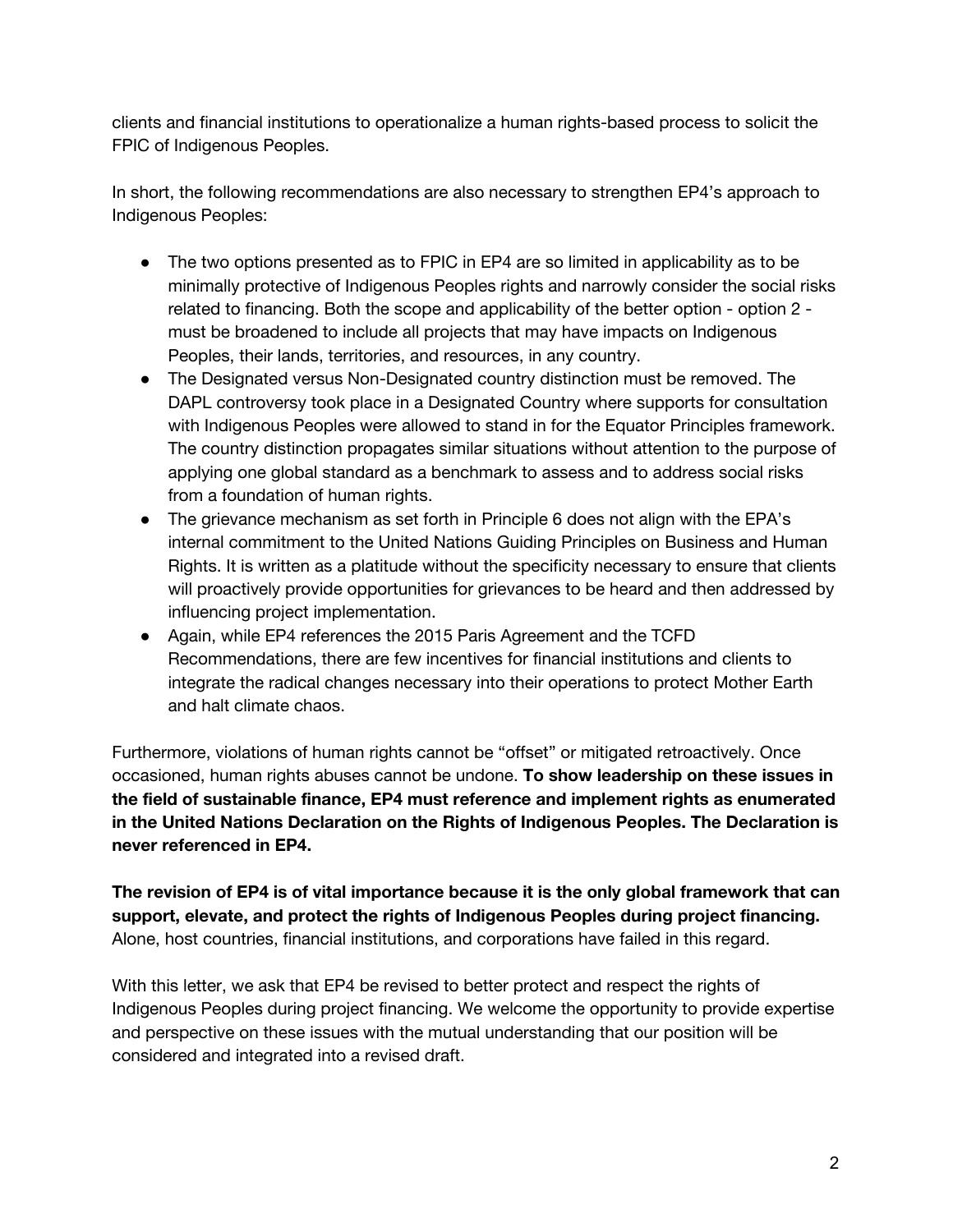clients and financial institutions to operationalize a human rights-based process to solicit the FPIC of Indigenous Peoples.

In short, the following recommendations are also necessary to strengthen EP4's approach to Indigenous Peoples:

- The two options presented as to FPIC in EP4 are so limited in applicability as to be minimally protective of Indigenous Peoples rights and narrowly consider the social risks related to financing. Both the scope and applicability of the better option - option 2 - must be broadened to include all projects that may have impacts on Indigenous Peoples, their lands, territories, and resources, in any country.
- The Designated versus Non-Designated country distinction must be removed. The DAPL controversy took place in a Designated Country where supports for consultation with Indigenous Peoples were allowed to stand in for the Equator Principles framework. The country distinction propagates similar situations without attention to the purpose of applying one global standard as a benchmark to assess and to address social risks from a foundation of human rights.
- The grievance mechanism as set forth in Principle 6 does not align with the EPA's internal commitment to the United Nations Guiding Principles on Business and Human Rights. It is written as a platitude without the specificity necessary to ensure that clients will proactively provide opportunities for grievances to be heard and then addressed by influencing project implementation.
- Again, while EP4 references the 2015 Paris Agreement and the TCFD Recommendations, there are few incentives for financial institutions and clients to integrate the radical changes necessary into their operations to protect Mother Earth and halt climate chaos.

Furthermore, violations of human rights cannot be "offset" or mitigated retroactively. Once occasioned, human rights abuses cannot be undone. **To show leadership on these issues in the field of sustainable finance, EP4 must reference and implement rights as enumerated in the United Nations Declaration on the Rights of Indigenous Peoples. The Declaration is never referenced in EP4.**

**The revision of EP4 is of vital importance because it is the only global framework that can support, elevate, and protect the rights of Indigenous Peoples during project financing.** Alone, host countries, financial institutions, and corporations have failed in this regard.

With this letter, we ask that EP4 be revised to better protect and respect the rights of Indigenous Peoples during project financing. We welcome the opportunity to provide expertise and perspective on these issues with the mutual understanding that our position will be considered and integrated into a revised draft.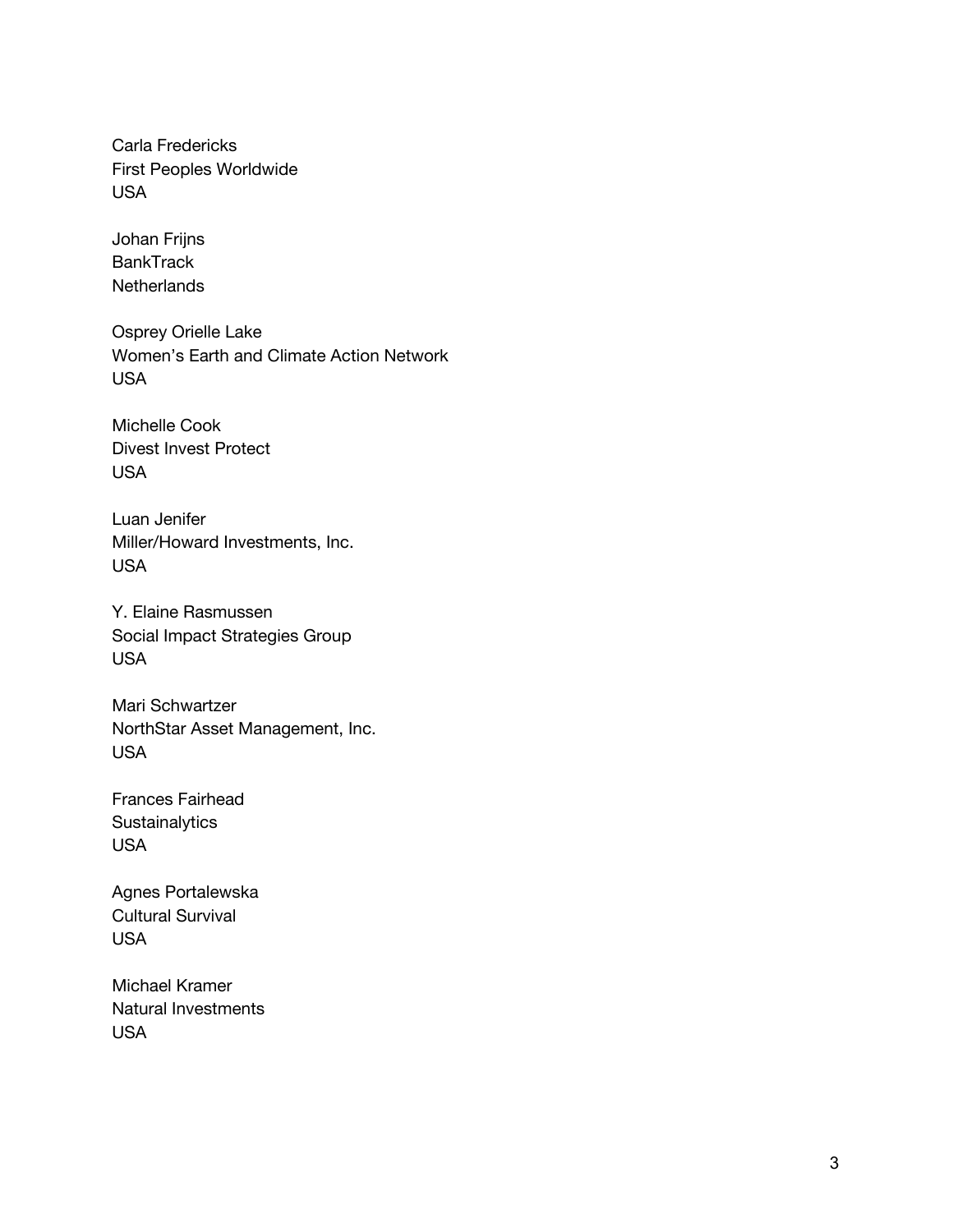Carla Fredericks
First Peoples Worldwide
USA

Johan Frijns
BankTrack
Netherlands

Osprey Orielle Lake
Women's Earth and Climate Action Network
USA

Michelle Cook
Divest Invest Protect
USA

Luan Jenifer
Miller/Howard Investments, Inc.
USA

Y. Elaine Rasmussen
Social Impact Strategies Group
USA

Mari Schwartzer
NorthStar Asset Management, Inc.
USA

Frances Fairhead
Sustainalytics
USA

Agnes Portalewska
Cultural Survival
USA

Michael Kramer
Natural Investments
USA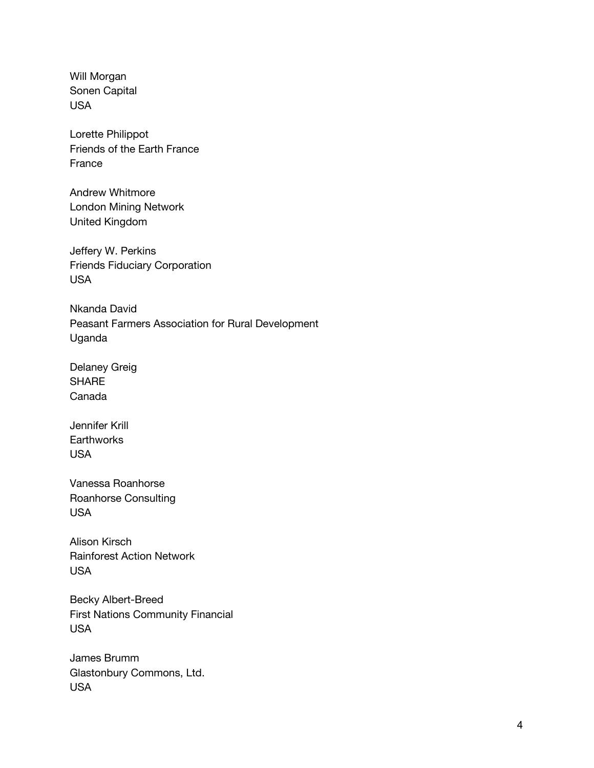Will Morgan
Sonen Capital
USA

Lorette Philippot
Friends of the Earth France
France

Andrew Whitmore
London Mining Network
United Kingdom

Jeffery W. Perkins
Friends Fiduciary Corporation
USA

Nkanda David
Peasant Farmers Association for Rural Development
Uganda

Delaney Greig
SHARE
Canada

Jennifer Krill
Earthworks
USA

Vanessa Roanhorse
Roanhorse Consulting
USA

Alison Kirsch
Rainforest Action Network
USA

Becky Albert-Breed
First Nations Community Financial
USA

James Brumm
Glastonbury Commons, Ltd.
USA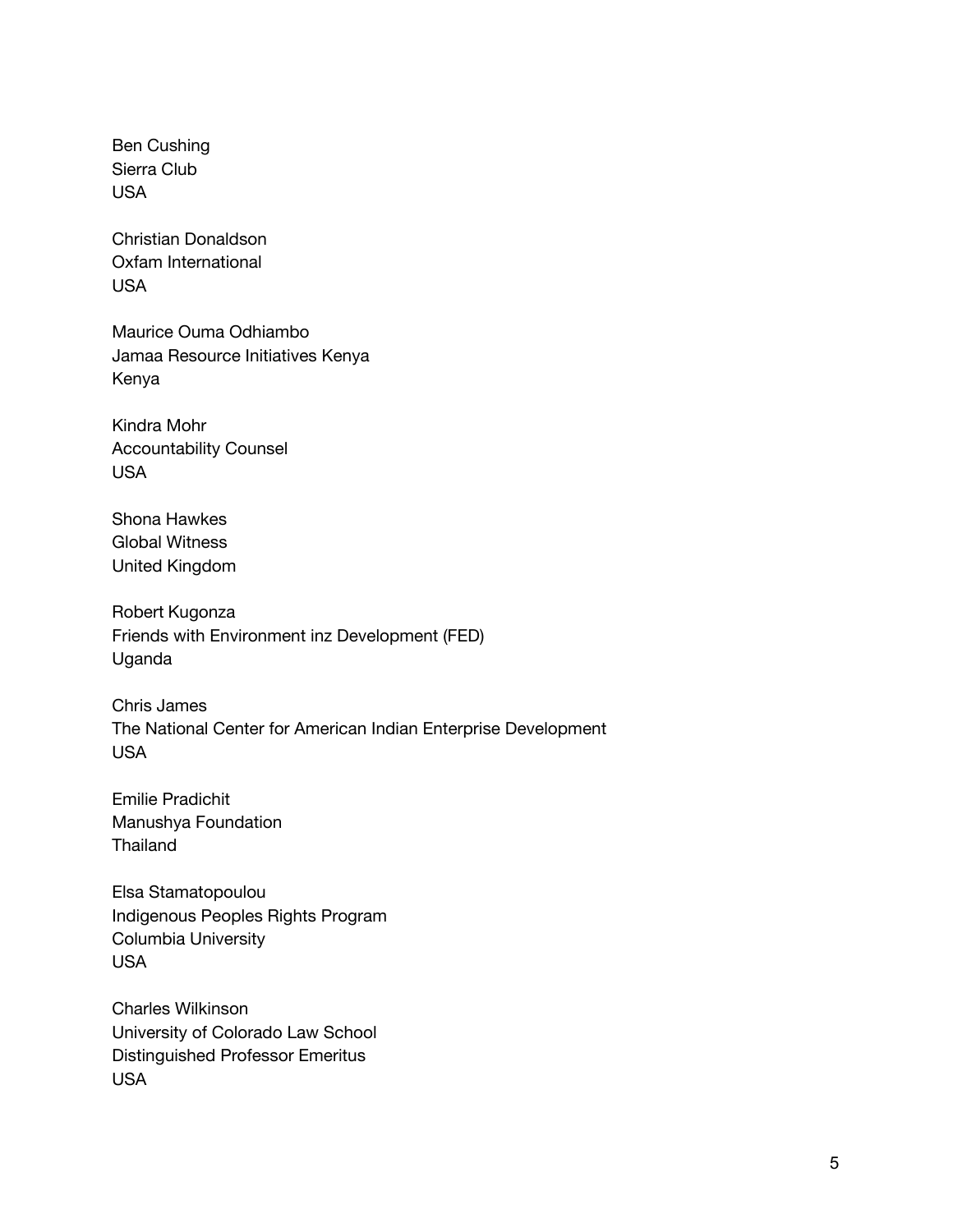Ben Cushing  
Sierra Club  
USA

Christian Donaldson  
Oxfam International  
USA

Maurice Ouma Odhiambo  
Jamaa Resource Initiatives Kenya  
Kenya

Kindra Mohr  
Accountability Counsel  
USA

Shona Hawkes  
Global Witness  
United Kingdom

Robert Kugonza  
Friends with Environment inz Development (FED)  
Uganda

Chris James  
The National Center for American Indian Enterprise Development  
USA

Emilie Pradichit  
Manushya Foundation  
Thailand

Elsa Stamatopoulou  
Indigenous Peoples Rights Program  
Columbia University  
USA

Charles Wilkinson  
University of Colorado Law School  
Distinguished Professor Emeritus  
USA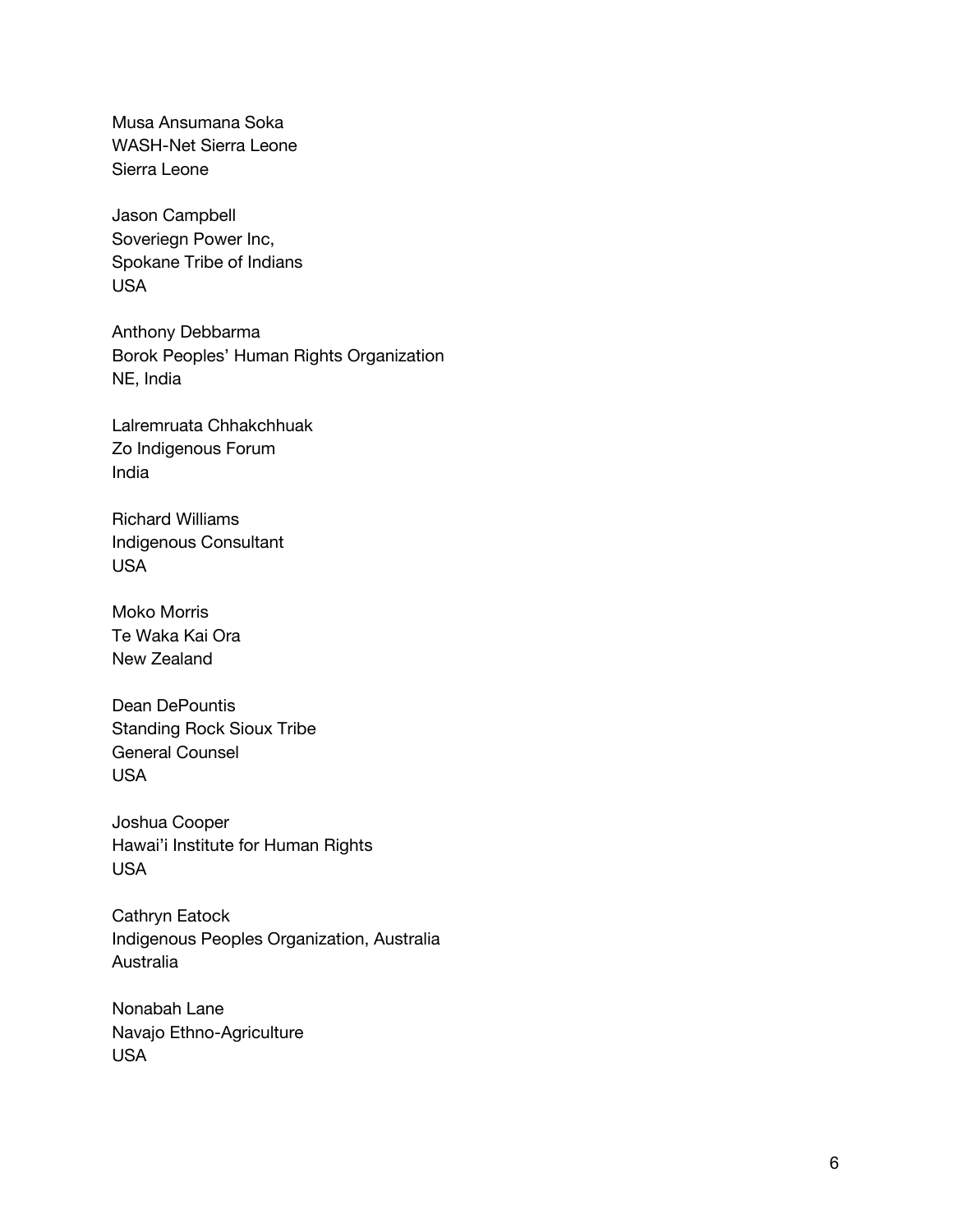Musa Ansumana Soka
WASH-Net Sierra Leone
Sierra Leone

Jason Campbell
Soveriegn Power Inc,
Spokane Tribe of Indians
USA

Anthony Debbarma
Borok Peoples' Human Rights Organization
NE, India

Lalremruata Chhakchhuak
Zo Indigenous Forum
India

Richard Williams
Indigenous Consultant
USA

Moko Morris
Te Waka Kai Ora
New Zealand

Dean DePountis
Standing Rock Sioux Tribe
General Counsel
USA

Joshua Cooper
Hawai'i Institute for Human Rights
USA

Cathryn Eatock
Indigenous Peoples Organization, Australia
Australia

Nonabah Lane
Navajo Ethno-Agriculture
USA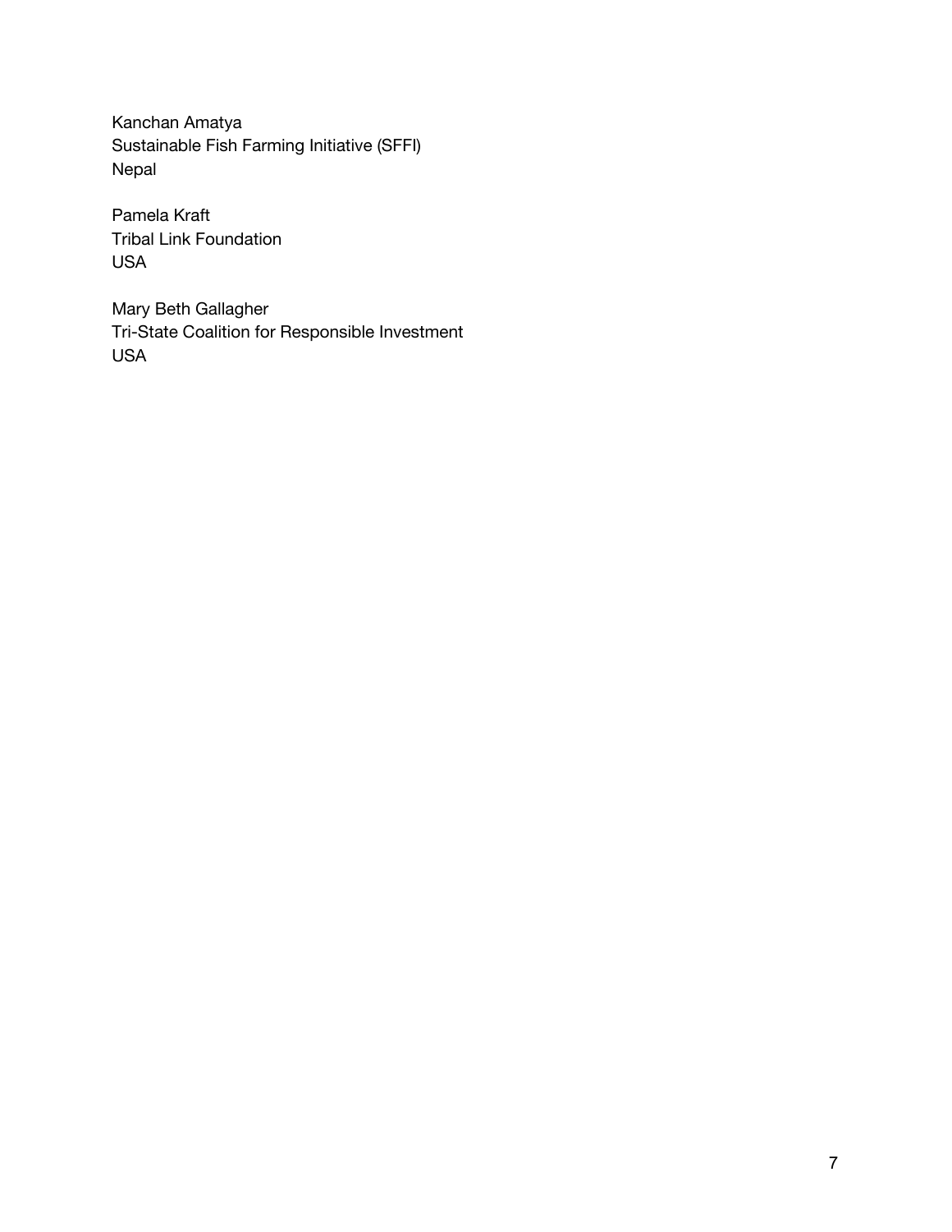Kanchan Amatya  
Sustainable Fish Farming Initiative (SFFI)  
Nepal

Pamela Kraft  
Tribal Link Foundation  
USA

Mary Beth Gallagher  
Tri-State Coalition for Responsible Investment  
USA